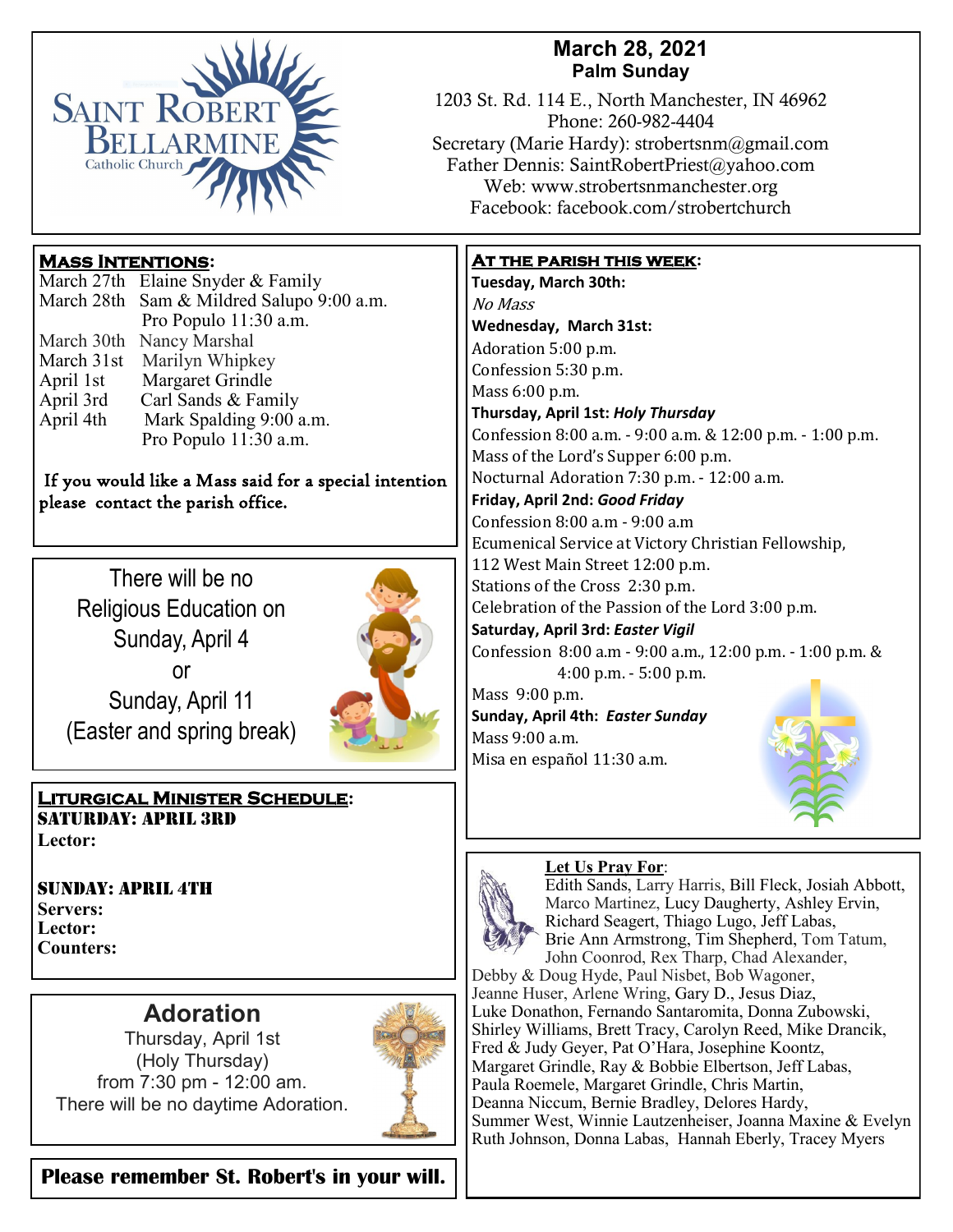# Saint Robert Bellarmine Catholic Church

## March 28, 2021
### Palm Sunday

1203 St. Rd. 114 E., North Manchester, IN 46962
Phone: 260-982-4404
Secretary (Marie Hardy): strobertsnm@gmail.com
Father Dennis: SaintRobertPriest@yahoo.com
Web: www.strobertsnmanchester.org
Facebook: facebook.com/strobertchurch

## Mass Intentions:

March 27th Elaine Snyder & Family
March 28th Sam & Mildred Salupo 9:00 a.m.
Pro Populo 11:30 a.m.
March 30th Nancy Marshal
March 31st Marilyn Whipkey
April 1st Margaret Grindle
April 3rd Carl Sands & Family
April 4th Mark Spalding 9:00 a.m.
Pro Populo 11:30 a.m.

If you would like a Mass said for a special intention please contact the parish office.

There will be no Religious Education on Sunday, April 4 or Sunday, April 11 (Easter and spring break)

## Liturgical Minister Schedule:

**SATURDAY: APRIL 3RD**
**Lector:**

**SUNDAY: APRIL 4TH**
**Servers:**
**Lector:**
**Counters:**

## Adoration

Thursday, April 1st
(Holy Thursday)
from 7:30 pm - 12:00 am.
There will be no daytime Adoration.

**Please remember St. Robert's in your will.**

## At the parish this week:

**Tuesday, March 30th:**
*No Mass*

**Wednesday, March 31st:**
Adoration 5:00 p.m.
Confession 5:30 p.m.
Mass 6:00 p.m.

**Thursday, April 1st: *Holy Thursday***
Confession 8:00 a.m. - 9:00 a.m. & 12:00 p.m. - 1:00 p.m.
Mass of the Lord's Supper 6:00 p.m.
Nocturnal Adoration 7:30 p.m. - 12:00 a.m.

**Friday, April 2nd: *Good Friday***
Confession 8:00 a.m - 9:00 a.m
Ecumenical Service at Victory Christian Fellowship, 112 West Main Street 12:00 p.m.
Stations of the Cross 2:30 p.m.
Celebration of the Passion of the Lord 3:00 p.m.

**Saturday, April 3rd: *Easter Vigil***
Confession 8:00 a.m - 9:00 a.m., 12:00 p.m. - 1:00 p.m. & 4:00 p.m. - 5:00 p.m.
Mass 9:00 p.m.

**Sunday, April 4th: *Easter Sunday***
Mass 9:00 a.m.
Misa en español 11:30 a.m.

## Let Us Pray For:

Edith Sands, Larry Harris, Bill Fleck, Josiah Abbott, Marco Martinez, Lucy Daugherty, Ashley Ervin, Richard Seagert, Thiago Lugo, Jeff Labas, Brie Ann Armstrong, Tim Shepherd, Tom Tatum, John Coonrod, Rex Tharp, Chad Alexander, Debby & Doug Hyde, Paul Nisbet, Bob Wagoner, Jeanne Huser, Arlene Wring, Gary D., Jesus Diaz, Luke Donathon, Fernando Santaromita, Donna Zubowski, Shirley Williams, Brett Tracy, Carolyn Reed, Mike Drancik, Fred & Judy Geyer, Pat O'Hara, Josephine Koontz, Margaret Grindle, Ray & Bobbie Elbertson, Jeff Labas, Paula Roemele, Margaret Grindle, Chris Martin, Deanna Niccum, Bernie Bradley, Delores Hardy, Summer West, Winnie Lautzenheiser, Joanna Maxine & Evelyn Ruth Johnson, Donna Labas, Hannah Eberly, Tracey Myers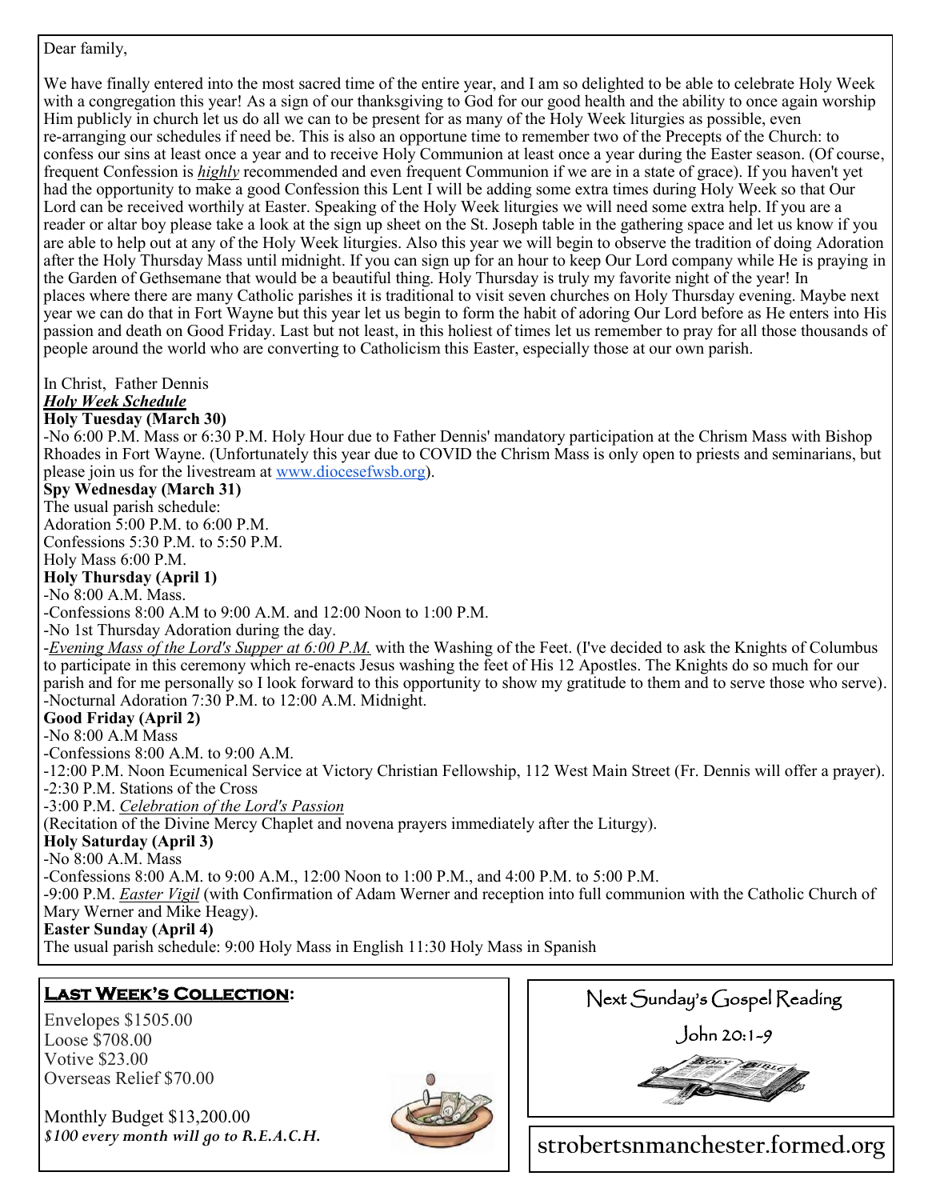Dear family,

We have finally entered into the most sacred time of the entire year, and I am so delighted to be able to celebrate Holy Week with a congregation this year! As a sign of our thanksgiving to God for our good health and the ability to once again worship Him publicly in church let us do all we can to be present for as many of the Holy Week liturgies as possible, even re-arranging our schedules if need be. This is also an opportune time to remember two of the Precepts of the Church: to confess our sins at least once a year and to receive Holy Communion at least once a year during the Easter season. (Of course, frequent Confession is ***highly*** recommended and even frequent Communion if we are in a state of grace). If you haven't yet had the opportunity to make a good Confession this Lent I will be adding some extra times during Holy Week so that Our Lord can be received worthily at Easter. Speaking of the Holy Week liturgies we will need some extra help. If you are a reader or altar boy please take a look at the sign up sheet on the St. Joseph table in the gathering space and let us know if you are able to help out at any of the Holy Week liturgies. Also this year we will begin to observe the tradition of doing Adoration after the Holy Thursday Mass until midnight. If you can sign up for an hour to keep Our Lord company while He is praying in the Garden of Gethsemane that would be a beautiful thing. Holy Thursday is truly my favorite night of the year! In places where there are many Catholic parishes it is traditional to visit seven churches on Holy Thursday evening. Maybe next year we can do that in Fort Wayne but this year let us begin to form the habit of adoring Our Lord before as He enters into His passion and death on Good Friday. Last but not least, in this holiest of times let us remember to pray for all those thousands of people around the world who are converting to Catholicism this Easter, especially those at our own parish.

In Christ, Father Dennis

***Holy Week Schedule***

**Holy Tuesday (March 30)**

-No 6:00 P.M. Mass or 6:30 P.M. Holy Hour due to Father Dennis' mandatory participation at the Chrism Mass with Bishop Rhoades in Fort Wayne. (Unfortunately this year due to COVID the Chrism Mass is only open to priests and seminarians, but please join us for the livestream at www.diocesefwsb.org).

**Spy Wednesday (March 31)**

The usual parish schedule:
Adoration 5:00 P.M. to 6:00 P.M.
Confessions 5:30 P.M. to 5:50 P.M.
Holy Mass 6:00 P.M.

**Holy Thursday (April 1)**

-No 8:00 A.M. Mass.
-Confessions 8:00 A.M to 9:00 A.M. and 12:00 Noon to 1:00 P.M.
-No 1st Thursday Adoration during the day.
-*Evening Mass of the Lord's Supper at 6:00 P.M.* with the Washing of the Feet. (I've decided to ask the Knights of Columbus to participate in this ceremony which re-enacts Jesus washing the feet of His 12 Apostles. The Knights do so much for our parish and for me personally so I look forward to this opportunity to show my gratitude to them and to serve those who serve).
-Nocturnal Adoration 7:30 P.M. to 12:00 A.M. Midnight.

**Good Friday (April 2)**

-No 8:00 A.M Mass
-Confessions 8:00 A.M. to 9:00 A.M.
-12:00 P.M. Noon Ecumenical Service at Victory Christian Fellowship, 112 West Main Street (Fr. Dennis will offer a prayer).
-2:30 P.M. Stations of the Cross
-3:00 P.M. *Celebration of the Lord's Passion*
(Recitation of the Divine Mercy Chaplet and novena prayers immediately after the Liturgy).

**Holy Saturday (April 3)**

-No 8:00 A.M. Mass
-Confessions 8:00 A.M. to 9:00 A.M., 12:00 Noon to 1:00 P.M., and 4:00 P.M. to 5:00 P.M.
-9:00 P.M. *Easter Vigil* (with Confirmation of Adam Werner and reception into full communion with the Catholic Church of Mary Werner and Mike Heagy).

**Easter Sunday (April 4)**

The usual parish schedule: 9:00 Holy Mass in English 11:30 Holy Mass in Spanish

**Last Week's Collection:**

Envelopes $1505.00
Loose $708.00
Votive $23.00
Overseas Relief $70.00

Monthly Budget $13,200.00
***$100 every month will go to R.E.A.C.H.***

Next Sunday's Gospel Reading

John 20:1-9

strobertsnmanchester.formed.org